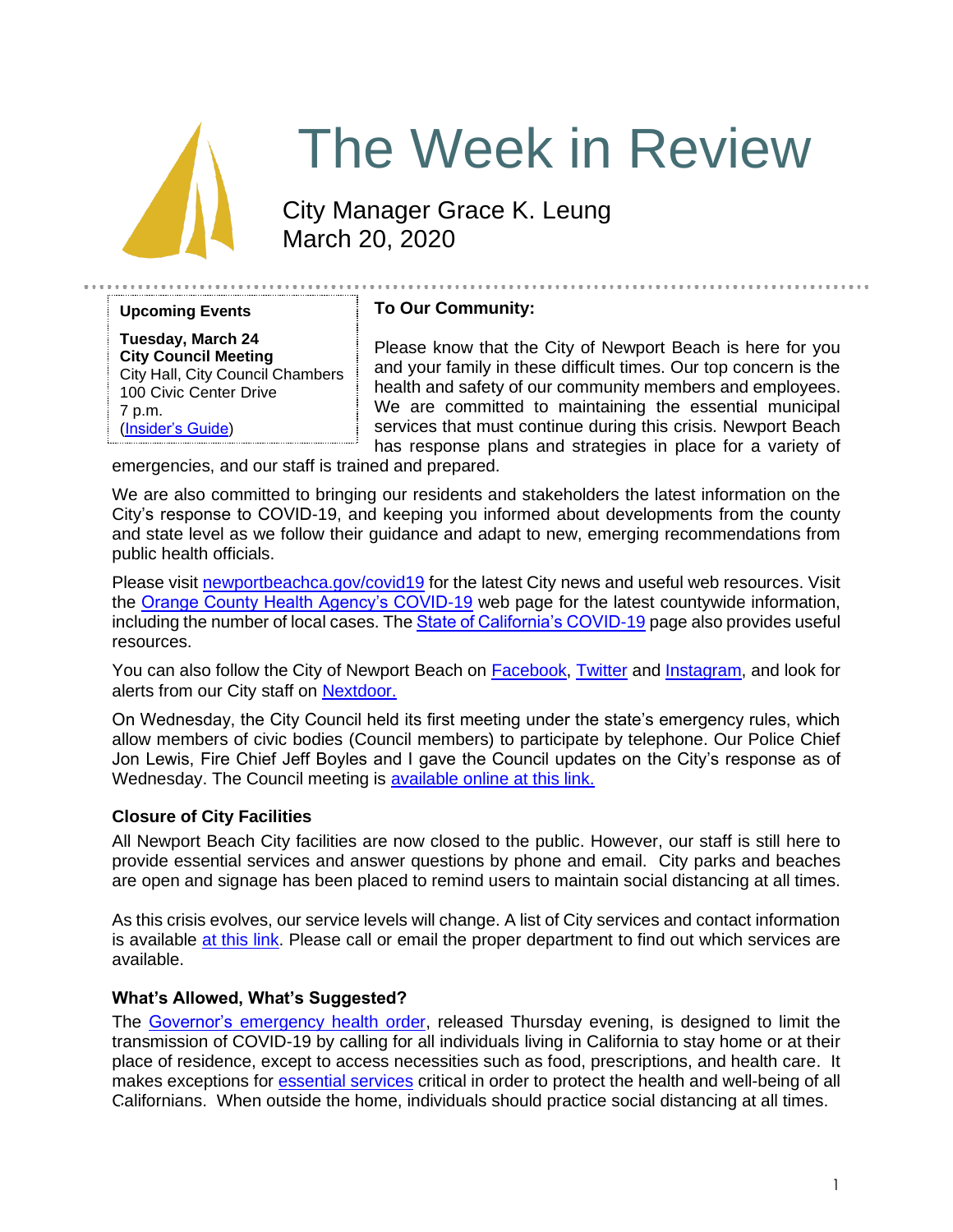# The Week in Review

City Manager Grace K. Leung
March 20, 2020

**Upcoming Events**

**Tuesday, March 24**
**City Council Meeting**
City Hall, City Council Chambers
100 Civic Center Drive
7 p.m.
(Insider's Guide)

**To Our Community:**

Please know that the City of Newport Beach is here for you and your family in these difficult times. Our top concern is the health and safety of our community members and employees. We are committed to maintaining the essential municipal services that must continue during this crisis. Newport Beach has response plans and strategies in place for a variety of emergencies, and our staff is trained and prepared.

We are also committed to bringing our residents and stakeholders the latest information on the City's response to COVID-19, and keeping you informed about developments from the county and state level as we follow their guidance and adapt to new, emerging recommendations from public health officials.

Please visit newportbeachca.gov/covid19 for the latest City news and useful web resources. Visit the Orange County Health Agency's COVID-19 web page for the latest countywide information, including the number of local cases. The State of California's COVID-19 page also provides useful resources.

You can also follow the City of Newport Beach on Facebook, Twitter and Instagram, and look for alerts from our City staff on Nextdoor.

On Wednesday, the City Council held its first meeting under the state's emergency rules, which allow members of civic bodies (Council members) to participate by telephone. Our Police Chief Jon Lewis, Fire Chief Jeff Boyles and I gave the Council updates on the City's response as of Wednesday. The Council meeting is available online at this link.

### Closure of City Facilities

All Newport Beach City facilities are now closed to the public. However, our staff is still here to provide essential services and answer questions by phone and email. City parks and beaches are open and signage has been placed to remind users to maintain social distancing at all times.

As this crisis evolves, our service levels will change. A list of City services and contact information is available at this link. Please call or email the proper department to find out which services are available.

### What's Allowed, What's Suggested?

The Governor's emergency health order, released Thursday evening, is designed to limit the transmission of COVID-19 by calling for all individuals living in California to stay home or at their place of residence, except to access necessities such as food, prescriptions, and health care. It makes exceptions for essential services critical in order to protect the health and well-being of all Californians. When outside the home, individuals should practice social distancing at all times.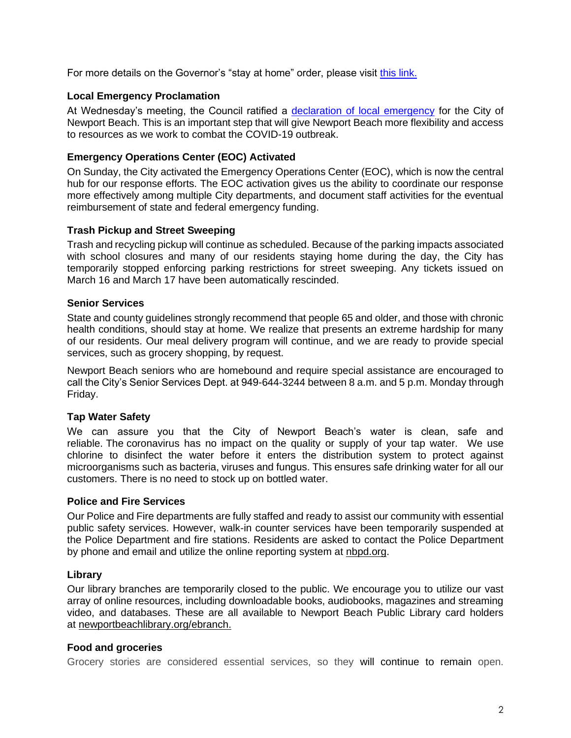For more details on the Governor's "stay at home" order, please visit [this link.](this link.)

### Local Emergency Proclamation

At Wednesday's meeting, the Council ratified a [declaration of local emergency](declaration of local emergency) for the City of Newport Beach. This is an important step that will give Newport Beach more flexibility and access to resources as we work to combat the COVID-19 outbreak.

### Emergency Operations Center (EOC) Activated

On Sunday, the City activated the Emergency Operations Center (EOC), which is now the central hub for our response efforts. The EOC activation gives us the ability to coordinate our response more effectively among multiple City departments, and document staff activities for the eventual reimbursement of state and federal emergency funding.

### Trash Pickup and Street Sweeping

Trash and recycling pickup will continue as scheduled. Because of the parking impacts associated with school closures and many of our residents staying home during the day, the City has temporarily stopped enforcing parking restrictions for street sweeping. Any tickets issued on March 16 and March 17 have been automatically rescinded.

### Senior Services

State and county guidelines strongly recommend that people 65 and older, and those with chronic health conditions, should stay at home. We realize that presents an extreme hardship for many of our residents. Our meal delivery program will continue, and we are ready to provide special services, such as grocery shopping, by request.

Newport Beach seniors who are homebound and require special assistance are encouraged to call the City's Senior Services Dept. at 949-644-3244 between 8 a.m. and 5 p.m. Monday through Friday.

### Tap Water Safety

We can assure you that the City of Newport Beach's water is clean, safe and reliable. The coronavirus has no impact on the quality or supply of your tap water. We use chlorine to disinfect the water before it enters the distribution system to protect against microorganisms such as bacteria, viruses and fungus. This ensures safe drinking water for all our customers. There is no need to stock up on bottled water.

### Police and Fire Services

Our Police and Fire departments are fully staffed and ready to assist our community with essential public safety services. However, walk-in counter services have been temporarily suspended at the Police Department and fire stations. Residents are asked to contact the Police Department by phone and email and utilize the online reporting system at nbpd.org.

### Library

Our library branches are temporarily closed to the public. We encourage you to utilize our vast array of online resources, including downloadable books, audiobooks, magazines and streaming video, and databases. These are all available to Newport Beach Public Library card holders at newportbeachlibrary.org/ebranch.

### Food and groceries

Grocery stories are considered essential services, so they will continue to remain open.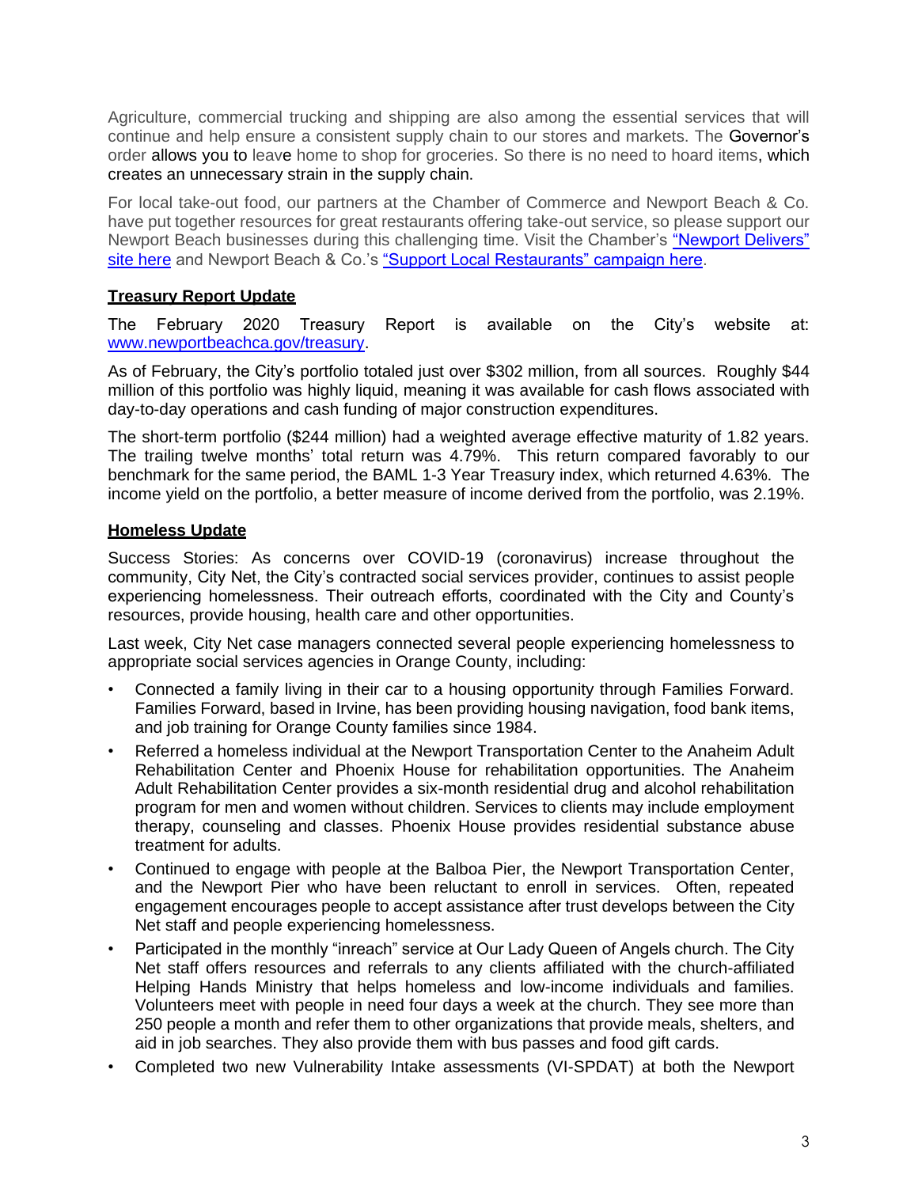Agriculture, commercial trucking and shipping are also among the essential services that will continue and help ensure a consistent supply chain to our stores and markets. The Governor's order allows you to leave home to shop for groceries. So there is no need to hoard items, which creates an unnecessary strain in the supply chain.

For local take-out food, our partners at the Chamber of Commerce and Newport Beach & Co. have put together resources for great restaurants offering take-out service, so please support our Newport Beach businesses during this challenging time. Visit the Chamber's "Newport Delivers" site here and Newport Beach & Co.'s "Support Local Restaurants" campaign here.

**Treasury Report Update**

The February 2020 Treasury Report is available on the City's website at: www.newportbeachca.gov/treasury.

As of February, the City's portfolio totaled just over $302 million, from all sources. Roughly $44 million of this portfolio was highly liquid, meaning it was available for cash flows associated with day-to-day operations and cash funding of major construction expenditures.

The short-term portfolio ($244 million) had a weighted average effective maturity of 1.82 years. The trailing twelve months' total return was 4.79%. This return compared favorably to our benchmark for the same period, the BAML 1-3 Year Treasury index, which returned 4.63%. The income yield on the portfolio, a better measure of income derived from the portfolio, was 2.19%.

**Homeless Update**

Success Stories: As concerns over COVID-19 (coronavirus) increase throughout the community, City Net, the City's contracted social services provider, continues to assist people experiencing homelessness. Their outreach efforts, coordinated with the City and County's resources, provide housing, health care and other opportunities.

Last week, City Net case managers connected several people experiencing homelessness to appropriate social services agencies in Orange County, including:

- Connected a family living in their car to a housing opportunity through Families Forward. Families Forward, based in Irvine, has been providing housing navigation, food bank items, and job training for Orange County families since 1984.
- Referred a homeless individual at the Newport Transportation Center to the Anaheim Adult Rehabilitation Center and Phoenix House for rehabilitation opportunities. The Anaheim Adult Rehabilitation Center provides a six-month residential drug and alcohol rehabilitation program for men and women without children. Services to clients may include employment therapy, counseling and classes. Phoenix House provides residential substance abuse treatment for adults.
- Continued to engage with people at the Balboa Pier, the Newport Transportation Center, and the Newport Pier who have been reluctant to enroll in services. Often, repeated engagement encourages people to accept assistance after trust develops between the City Net staff and people experiencing homelessness.
- Participated in the monthly "inreach" service at Our Lady Queen of Angels church. The City Net staff offers resources and referrals to any clients affiliated with the church-affiliated Helping Hands Ministry that helps homeless and low-income individuals and families. Volunteers meet with people in need four days a week at the church. They see more than 250 people a month and refer them to other organizations that provide meals, shelters, and aid in job searches. They also provide them with bus passes and food gift cards.
- Completed two new Vulnerability Intake assessments (VI-SPDAT) at both the Newport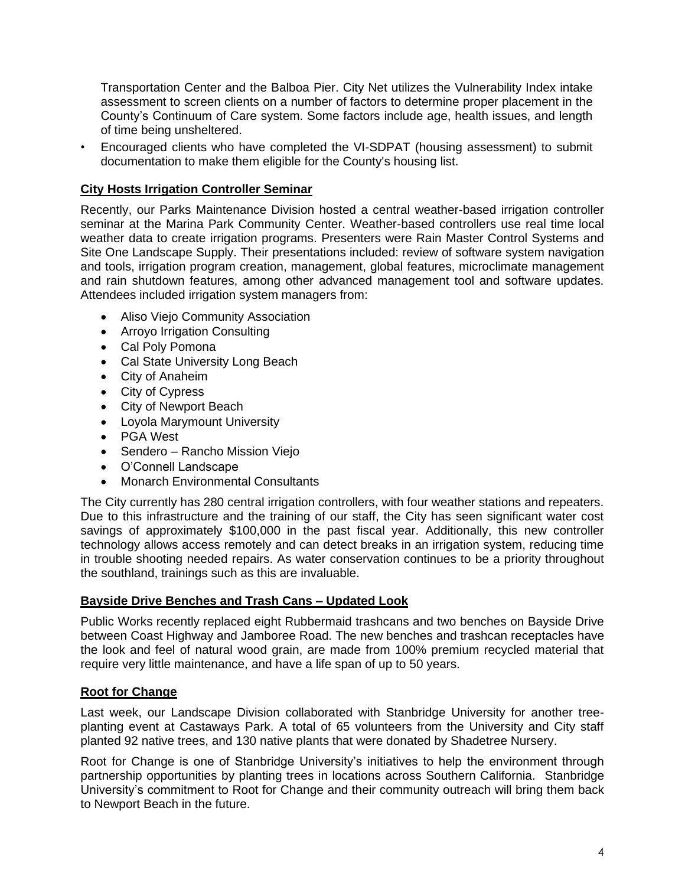Transportation Center and the Balboa Pier. City Net utilizes the Vulnerability Index intake assessment to screen clients on a number of factors to determine proper placement in the County's Continuum of Care system. Some factors include age, health issues, and length of time being unsheltered.

- Encouraged clients who have completed the VI-SDPAT (housing assessment) to submit documentation to make them eligible for the County's housing list.

## City Hosts Irrigation Controller Seminar

Recently, our Parks Maintenance Division hosted a central weather-based irrigation controller seminar at the Marina Park Community Center. Weather-based controllers use real time local weather data to create irrigation programs. Presenters were Rain Master Control Systems and Site One Landscape Supply. Their presentations included: review of software system navigation and tools, irrigation program creation, management, global features, microclimate management and rain shutdown features, among other advanced management tool and software updates. Attendees included irrigation system managers from:

- Aliso Viejo Community Association
- Arroyo Irrigation Consulting
- Cal Poly Pomona
- Cal State University Long Beach
- City of Anaheim
- City of Cypress
- City of Newport Beach
- Loyola Marymount University
- PGA West
- Sendero – Rancho Mission Viejo
- O'Connell Landscape
- Monarch Environmental Consultants

The City currently has 280 central irrigation controllers, with four weather stations and repeaters. Due to this infrastructure and the training of our staff, the City has seen significant water cost savings of approximately $100,000 in the past fiscal year. Additionally, this new controller technology allows access remotely and can detect breaks in an irrigation system, reducing time in trouble shooting needed repairs. As water conservation continues to be a priority throughout the southland, trainings such as this are invaluable.

## Bayside Drive Benches and Trash Cans – Updated Look

Public Works recently replaced eight Rubbermaid trashcans and two benches on Bayside Drive between Coast Highway and Jamboree Road. The new benches and trashcan receptacles have the look and feel of natural wood grain, are made from 100% premium recycled material that require very little maintenance, and have a life span of up to 50 years.

## Root for Change

Last week, our Landscape Division collaborated with Stanbridge University for another tree-planting event at Castaways Park. A total of 65 volunteers from the University and City staff planted 92 native trees, and 130 native plants that were donated by Shadetree Nursery.

Root for Change is one of Stanbridge University's initiatives to help the environment through partnership opportunities by planting trees in locations across Southern California. Stanbridge University's commitment to Root for Change and their community outreach will bring them back to Newport Beach in the future.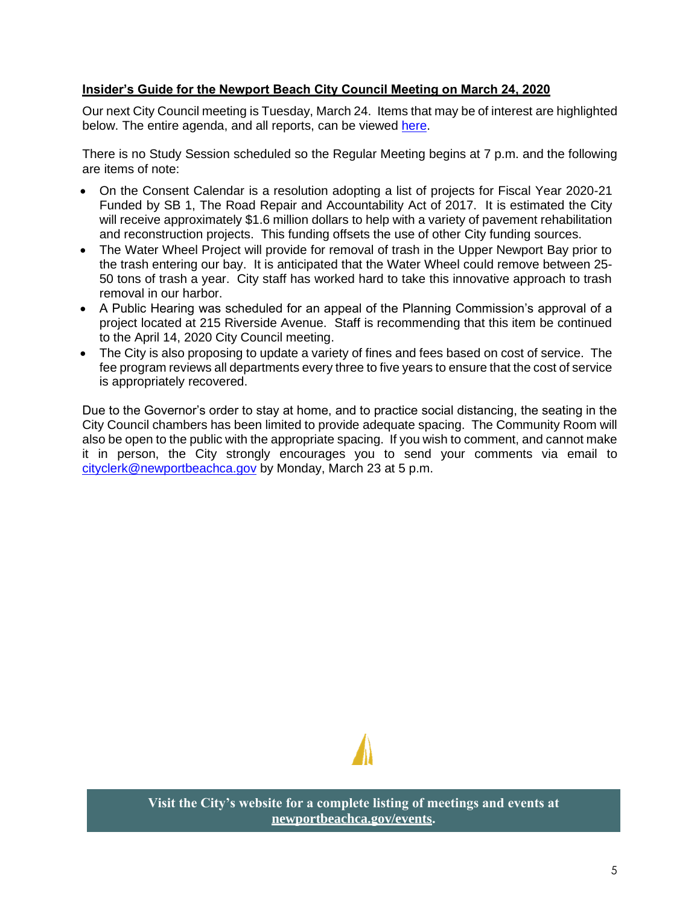## Insider's Guide for the Newport Beach City Council Meeting on March 24, 2020

Our next City Council meeting is Tuesday, March 24. Items that may be of interest are highlighted below. The entire agenda, and all reports, can be viewed here.

There is no Study Session scheduled so the Regular Meeting begins at 7 p.m. and the following are items of note:

- On the Consent Calendar is a resolution adopting a list of projects for Fiscal Year 2020-21 Funded by SB 1, The Road Repair and Accountability Act of 2017. It is estimated the City will receive approximately $1.6 million dollars to help with a variety of pavement rehabilitation and reconstruction projects. This funding offsets the use of other City funding sources.
- The Water Wheel Project will provide for removal of trash in the Upper Newport Bay prior to the trash entering our bay. It is anticipated that the Water Wheel could remove between 25-50 tons of trash a year. City staff has worked hard to take this innovative approach to trash removal in our harbor.
- A Public Hearing was scheduled for an appeal of the Planning Commission's approval of a project located at 215 Riverside Avenue. Staff is recommending that this item be continued to the April 14, 2020 City Council meeting.
- The City is also proposing to update a variety of fines and fees based on cost of service. The fee program reviews all departments every three to five years to ensure that the cost of service is appropriately recovered.

Due to the Governor's order to stay at home, and to practice social distancing, the seating in the City Council chambers has been limited to provide adequate spacing. The Community Room will also be open to the public with the appropriate spacing. If you wish to comment, and cannot make it in person, the City strongly encourages you to send your comments via email to cityclerk@newportbeachca.gov by Monday, March 23 at 5 p.m.

**Visit the City's website for a complete listing of meetings and events at newportbeachca.gov/events.**